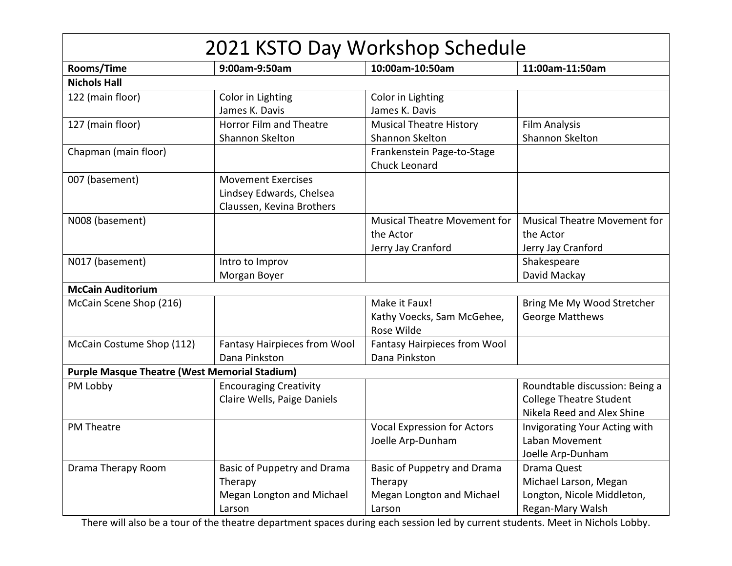# 2021 KSTO Day Workshop Schedule

| Rooms/Time | 9:00am-9:50am | 10:00am-10:50am | 11:00am-11:50am |
|---|---|---|---|
| **Nichols Hall** | | | |
| 122 (main floor) | Color in Lighting<br>James K. Davis | Color in Lighting<br>James K. Davis | |
| 127 (main floor) | Horror Film and Theatre<br>Shannon Skelton | Musical Theatre History<br>Shannon Skelton | Film Analysis<br>Shannon Skelton |
| Chapman (main floor) | | Frankenstein Page-to-Stage<br>Chuck Leonard | |
| 007 (basement) | Movement Exercises<br>Lindsey Edwards, Chelsea Claussen, Kevina Brothers | | |
| N008 (basement) | | Musical Theatre Movement for the Actor<br>Jerry Jay Cranford | Musical Theatre Movement for the Actor<br>Jerry Jay Cranford |
| N017 (basement) | Intro to Improv<br>Morgan Boyer | | Shakespeare<br>David Mackay |
| **McCain Auditorium** | | | |
| McCain Scene Shop (216) | | Make it Faux!<br>Kathy Voecks, Sam McGehee, Rose Wilde | Bring Me My Wood Stretcher<br>George Matthews |
| McCain Costume Shop (112) | Fantasy Hairpieces from Wool<br>Dana Pinkston | Fantasy Hairpieces from Wool<br>Dana Pinkston | |
| **Purple Masque Theatre (West Memorial Stadium)** | | | |
| PM Lobby | Encouraging Creativity<br>Claire Wells, Paige Daniels | | Roundtable discussion: Being a College Theatre Student<br>Nikela Reed and Alex Shine |
| PM Theatre | | Vocal Expression for Actors<br>Joelle Arp-Dunham | Invigorating Your Acting with Laban Movement<br>Joelle Arp-Dunham |
| Drama Therapy Room | Basic of Puppetry and Drama Therapy<br>Megan Longton and Michael Larson | Basic of Puppetry and Drama Therapy<br>Megan Longton and Michael Larson | Drama Quest<br>Michael Larson, Megan Longton, Nicole Middleton, Regan-Mary Walsh |

There will also be a tour of the theatre department spaces during each session led by current students. Meet in Nichols Lobby.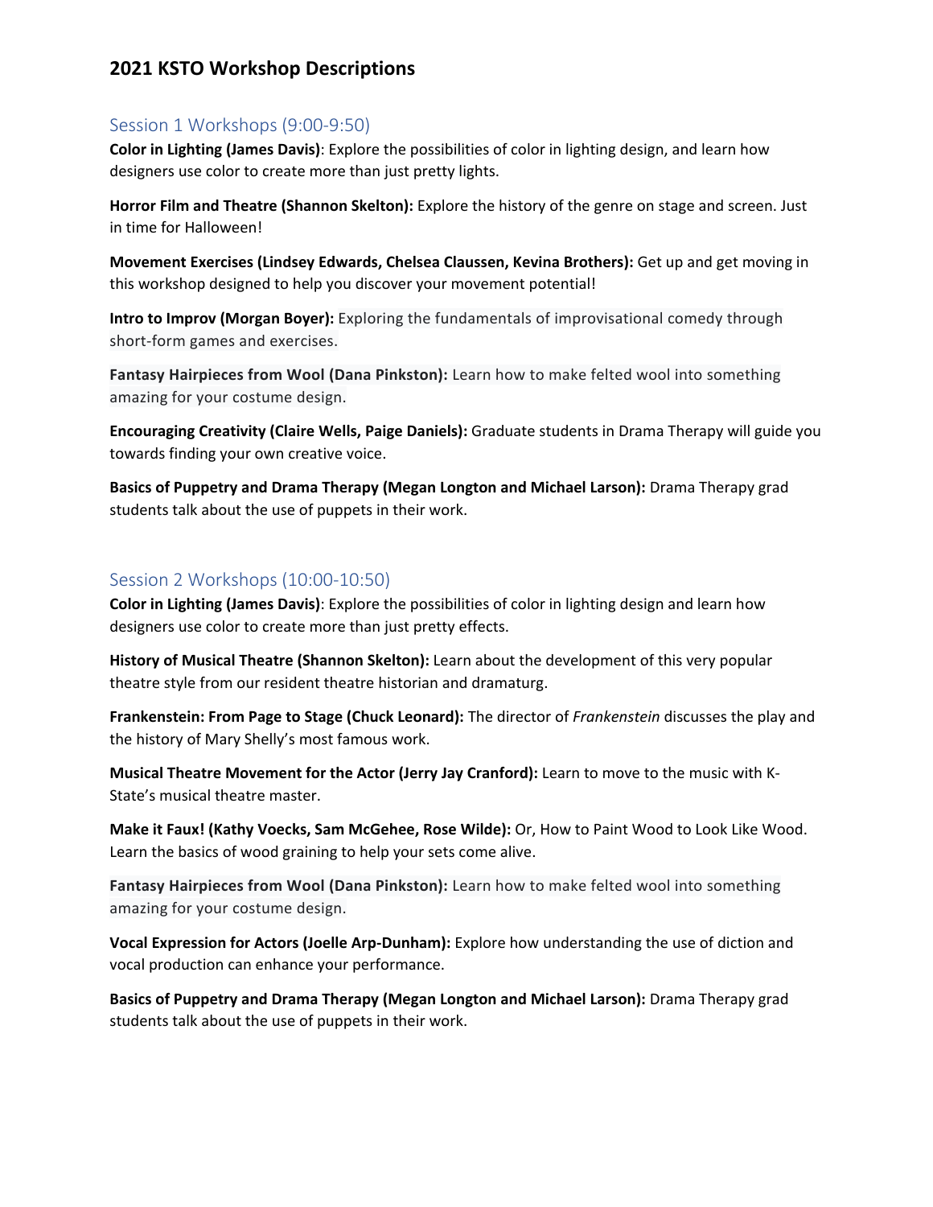# 2021 KSTO Workshop Descriptions

## Session 1 Workshops (9:00-9:50)

**Color in Lighting (James Davis)**: Explore the possibilities of color in lighting design, and learn how designers use color to create more than just pretty lights.

**Horror Film and Theatre (Shannon Skelton):** Explore the history of the genre on stage and screen. Just in time for Halloween!

**Movement Exercises (Lindsey Edwards, Chelsea Claussen, Kevina Brothers):** Get up and get moving in this workshop designed to help you discover your movement potential!

**Intro to Improv (Morgan Boyer):** Exploring the fundamentals of improvisational comedy through short-form games and exercises.

**Fantasy Hairpieces from Wool (Dana Pinkston):** Learn how to make felted wool into something amazing for your costume design.

**Encouraging Creativity (Claire Wells, Paige Daniels):** Graduate students in Drama Therapy will guide you towards finding your own creative voice.

**Basics of Puppetry and Drama Therapy (Megan Longton and Michael Larson):** Drama Therapy grad students talk about the use of puppets in their work.

## Session 2 Workshops (10:00-10:50)

**Color in Lighting (James Davis)**: Explore the possibilities of color in lighting design and learn how designers use color to create more than just pretty effects.

**History of Musical Theatre (Shannon Skelton):** Learn about the development of this very popular theatre style from our resident theatre historian and dramaturg.

**Frankenstein: From Page to Stage (Chuck Leonard):** The director of *Frankenstein* discusses the play and the history of Mary Shelly's most famous work.

**Musical Theatre Movement for the Actor (Jerry Jay Cranford):** Learn to move to the music with K-State's musical theatre master.

**Make it Faux! (Kathy Voecks, Sam McGehee, Rose Wilde):** Or, How to Paint Wood to Look Like Wood. Learn the basics of wood graining to help your sets come alive.

**Fantasy Hairpieces from Wool (Dana Pinkston):** Learn how to make felted wool into something amazing for your costume design.

**Vocal Expression for Actors (Joelle Arp-Dunham):** Explore how understanding the use of diction and vocal production can enhance your performance.

**Basics of Puppetry and Drama Therapy (Megan Longton and Michael Larson):** Drama Therapy grad students talk about the use of puppets in their work.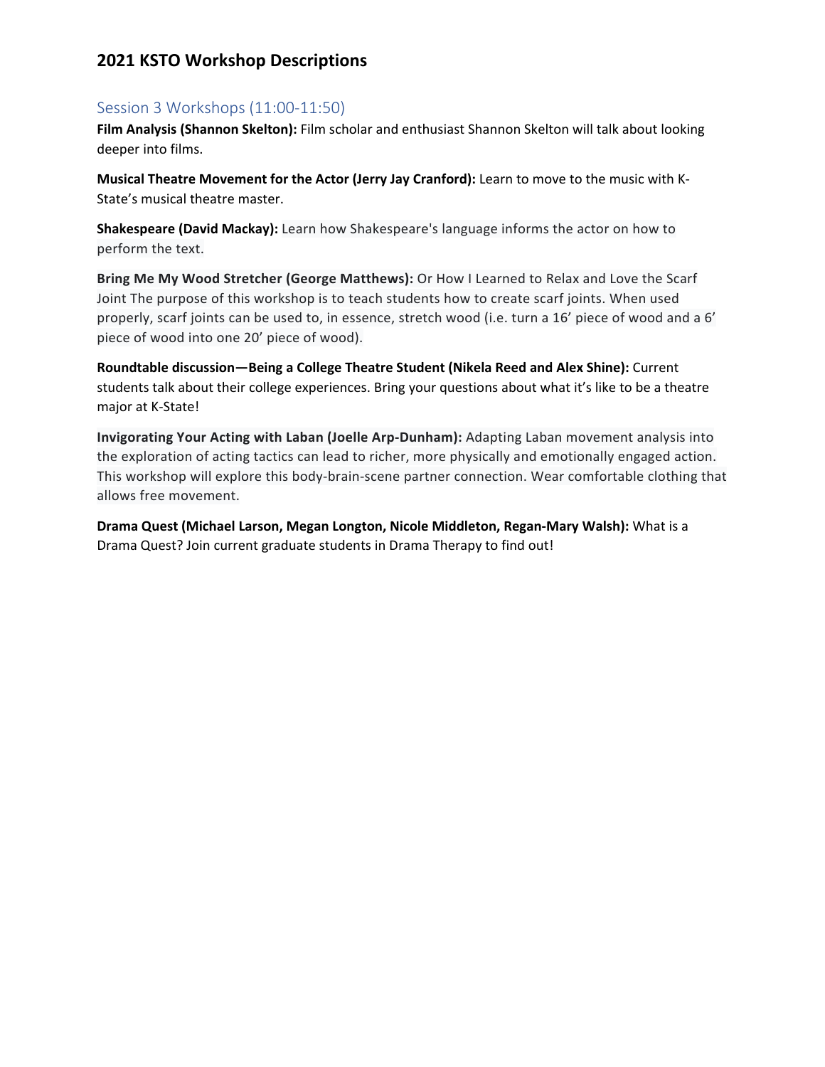## 2021 KSTO Workshop Descriptions

### Session 3 Workshops (11:00-11:50)

**Film Analysis (Shannon Skelton):** Film scholar and enthusiast Shannon Skelton will talk about looking deeper into films.

**Musical Theatre Movement for the Actor (Jerry Jay Cranford):** Learn to move to the music with K-State's musical theatre master.

**Shakespeare (David Mackay):** Learn how Shakespeare's language informs the actor on how to perform the text.

**Bring Me My Wood Stretcher (George Matthews):** Or How I Learned to Relax and Love the Scarf Joint The purpose of this workshop is to teach students how to create scarf joints. When used properly, scarf joints can be used to, in essence, stretch wood (i.e. turn a 16' piece of wood and a 6' piece of wood into one 20' piece of wood).

**Roundtable discussion—Being a College Theatre Student (Nikela Reed and Alex Shine):** Current students talk about their college experiences. Bring your questions about what it's like to be a theatre major at K-State!

**Invigorating Your Acting with Laban (Joelle Arp-Dunham):** Adapting Laban movement analysis into the exploration of acting tactics can lead to richer, more physically and emotionally engaged action. This workshop will explore this body-brain-scene partner connection. Wear comfortable clothing that allows free movement.

**Drama Quest (Michael Larson, Megan Longton, Nicole Middleton, Regan-Mary Walsh):** What is a Drama Quest? Join current graduate students in Drama Therapy to find out!